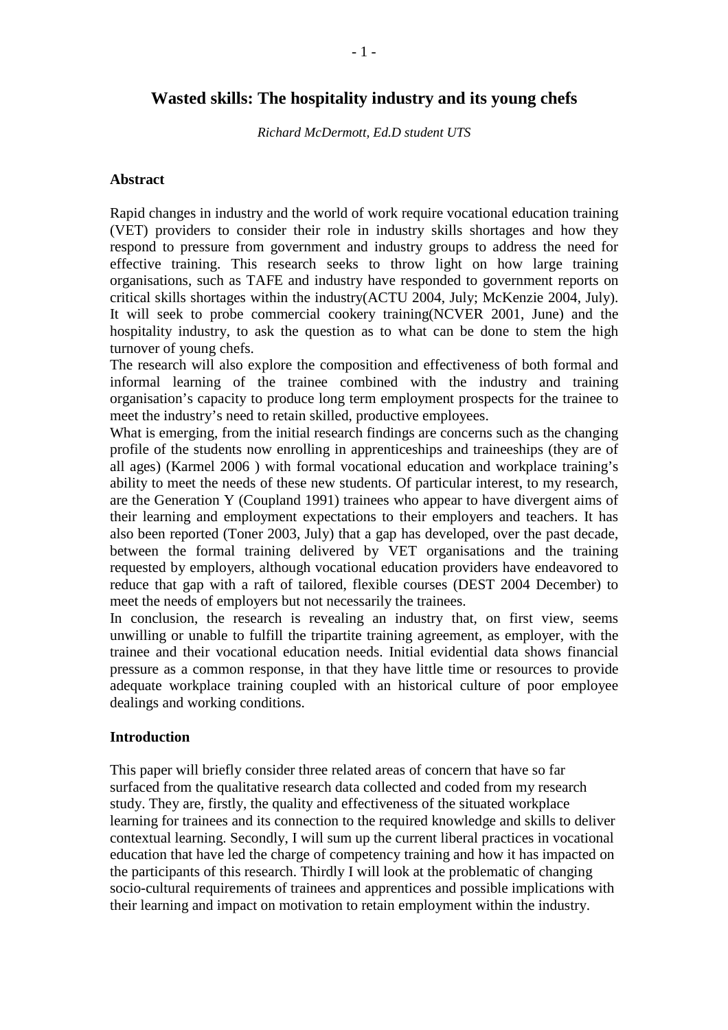# Wasted skills: The hospitality industry and its young chefs

*Richard McDermott, Ed.D student UTS*

## Abstract

Rapid changes in industry and the world of work require vocational education training (VET) providers to consider their role in industry skills shortages and how they respond to pressure from government and industry groups to address the need for effective training. This research seeks to throw light on how large training organisations, such as TAFE and industry have responded to government reports on critical skills shortages within the industry(ACTU 2004, July; McKenzie 2004, July). It will seek to probe commercial cookery training(NCVER 2001, June) and the hospitality industry, to ask the question as to what can be done to stem the high turnover of young chefs.

The research will also explore the composition and effectiveness of both formal and informal learning of the trainee combined with the industry and training organisation's capacity to produce long term employment prospects for the trainee to meet the industry's need to retain skilled, productive employees.

What is emerging, from the initial research findings are concerns such as the changing profile of the students now enrolling in apprenticeships and traineeships (they are of all ages) (Karmel 2006 ) with formal vocational education and workplace training's ability to meet the needs of these new students. Of particular interest, to my research, are the Generation Y (Coupland 1991) trainees who appear to have divergent aims of their learning and employment expectations to their employers and teachers. It has also been reported (Toner 2003, July) that a gap has developed, over the past decade, between the formal training delivered by VET organisations and the training requested by employers, although vocational education providers have endeavored to reduce that gap with a raft of tailored, flexible courses (DEST 2004 December) to meet the needs of employers but not necessarily the trainees.

In conclusion, the research is revealing an industry that, on first view, seems unwilling or unable to fulfill the tripartite training agreement, as employer, with the trainee and their vocational education needs. Initial evidential data shows financial pressure as a common response, in that they have little time or resources to provide adequate workplace training coupled with an historical culture of poor employee dealings and working conditions.

## Introduction

This paper will briefly consider three related areas of concern that have so far surfaced from the qualitative research data collected and coded from my research study. They are, firstly, the quality and effectiveness of the situated workplace learning for trainees and its connection to the required knowledge and skills to deliver contextual learning. Secondly, I will sum up the current liberal practices in vocational education that have led the charge of competency training and how it has impacted on the participants of this research. Thirdly I will look at the problematic of changing socio-cultural requirements of trainees and apprentices and possible implications with their learning and impact on motivation to retain employment within the industry.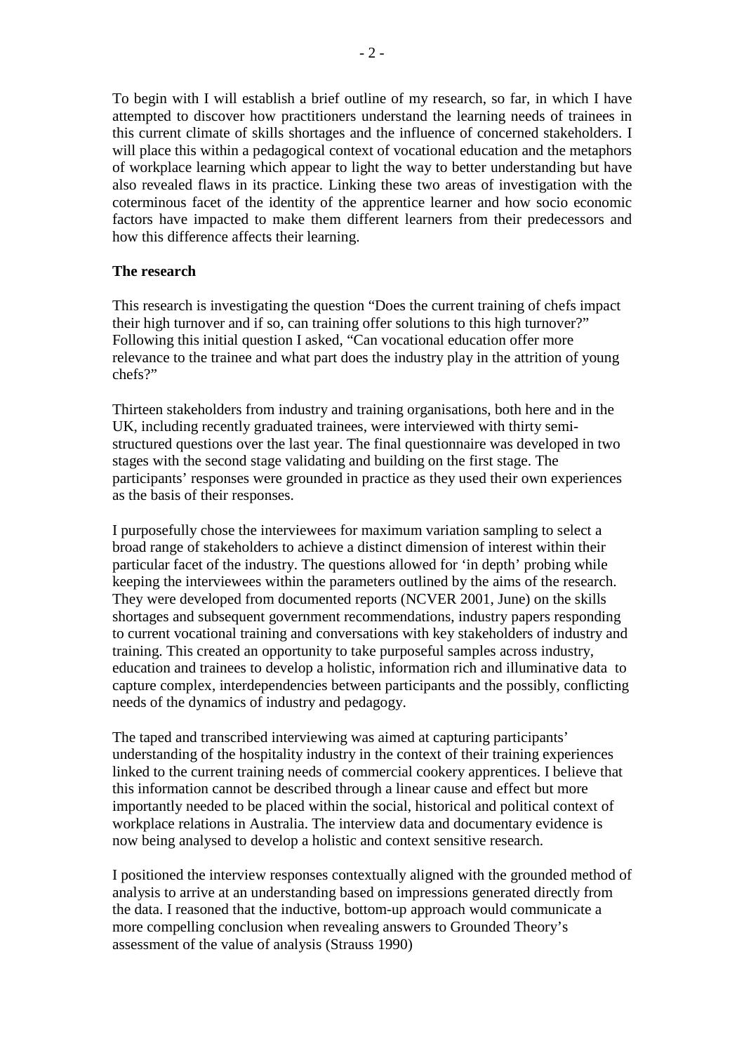To begin with I will establish a brief outline of my research, so far, in which I have attempted to discover how practitioners understand the learning needs of trainees in this current climate of skills shortages and the influence of concerned stakeholders. I will place this within a pedagogical context of vocational education and the metaphors of workplace learning which appear to light the way to better understanding but have also revealed flaws in its practice. Linking these two areas of investigation with the coterminous facet of the identity of the apprentice learner and how socio economic factors have impacted to make them different learners from their predecessors and how this difference affects their learning.

**The research**

This research is investigating the question "Does the current training of chefs impact their high turnover and if so, can training offer solutions to this high turnover?" Following this initial question I asked, "Can vocational education offer more relevance to the trainee and what part does the industry play in the attrition of young chefs?"

Thirteen stakeholders from industry and training organisations, both here and in the UK, including recently graduated trainees, were interviewed with thirty semi-structured questions over the last year. The final questionnaire was developed in two stages with the second stage validating and building on the first stage. The participants' responses were grounded in practice as they used their own experiences as the basis of their responses.

I purposefully chose the interviewees for maximum variation sampling to select a broad range of stakeholders to achieve a distinct dimension of interest within their particular facet of the industry. The questions allowed for 'in depth' probing while keeping the interviewees within the parameters outlined by the aims of the research. They were developed from documented reports (NCVER 2001, June) on the skills shortages and subsequent government recommendations, industry papers responding to current vocational training and conversations with key stakeholders of industry and training. This created an opportunity to take purposeful samples across industry, education and trainees to develop a holistic, information rich and illuminative data to capture complex, interdependencies between participants and the possibly, conflicting needs of the dynamics of industry and pedagogy.

The taped and transcribed interviewing was aimed at capturing participants' understanding of the hospitality industry in the context of their training experiences linked to the current training needs of commercial cookery apprentices. I believe that this information cannot be described through a linear cause and effect but more importantly needed to be placed within the social, historical and political context of workplace relations in Australia. The interview data and documentary evidence is now being analysed to develop a holistic and context sensitive research.

I positioned the interview responses contextually aligned with the grounded method of analysis to arrive at an understanding based on impressions generated directly from the data. I reasoned that the inductive, bottom-up approach would communicate a more compelling conclusion when revealing answers to Grounded Theory's assessment of the value of analysis (Strauss 1990)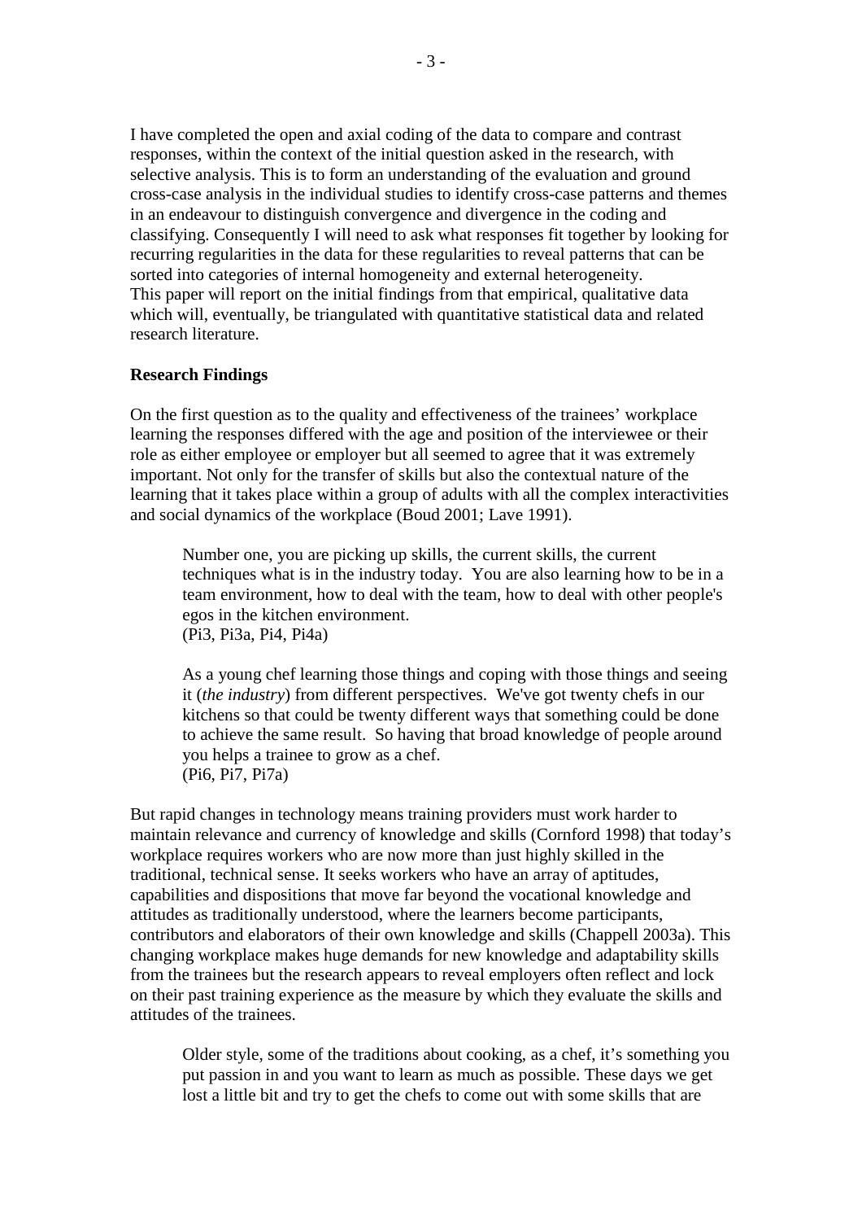I have completed the open and axial coding of the data to compare and contrast responses, within the context of the initial question asked in the research, with selective analysis. This is to form an understanding of the evaluation and ground cross-case analysis in the individual studies to identify cross-case patterns and themes in an endeavour to distinguish convergence and divergence in the coding and classifying. Consequently I will need to ask what responses fit together by looking for recurring regularities in the data for these regularities to reveal patterns that can be sorted into categories of internal homogeneity and external heterogeneity.
This paper will report on the initial findings from that empirical, qualitative data which will, eventually, be triangulated with quantitative statistical data and related research literature.

**Research Findings**

On the first question as to the quality and effectiveness of the trainees' workplace learning the responses differed with the age and position of the interviewee or their role as either employee or employer but all seemed to agree that it was extremely important. Not only for the transfer of skills but also the contextual nature of the learning that it takes place within a group of adults with all the complex interactivities and social dynamics of the workplace (Boud 2001; Lave 1991).

> Number one, you are picking up skills, the current skills, the current techniques what is in the industry today. You are also learning how to be in a team environment, how to deal with the team, how to deal with other people's egos in the kitchen environment.
> (Pi3, Pi3a, Pi4, Pi4a)

> As a young chef learning those things and coping with those things and seeing it (*the industry*) from different perspectives. We've got twenty chefs in our kitchens so that could be twenty different ways that something could be done to achieve the same result. So having that broad knowledge of people around you helps a trainee to grow as a chef.
> (Pi6, Pi7, Pi7a)

But rapid changes in technology means training providers must work harder to maintain relevance and currency of knowledge and skills (Cornford 1998) that today's workplace requires workers who are now more than just highly skilled in the traditional, technical sense. It seeks workers who have an array of aptitudes, capabilities and dispositions that move far beyond the vocational knowledge and attitudes as traditionally understood, where the learners become participants, contributors and elaborators of their own knowledge and skills (Chappell 2003a). This changing workplace makes huge demands for new knowledge and adaptability skills from the trainees but the research appears to reveal employers often reflect and lock on their past training experience as the measure by which they evaluate the skills and attitudes of the trainees.

> Older style, some of the traditions about cooking, as a chef, it's something you put passion in and you want to learn as much as possible. These days we get lost a little bit and try to get the chefs to come out with some skills that are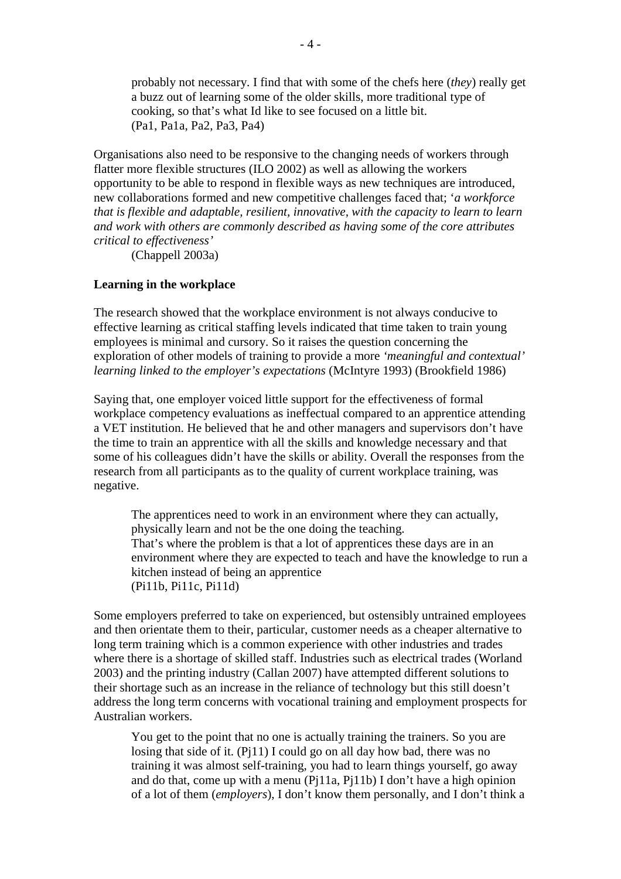> probably not necessary. I find that with some of the chefs here (*they*) really get a buzz out of learning some of the older skills, more traditional type of cooking, so that's what Id like to see focused on a little bit.
> (Pa1, Pa1a, Pa2, Pa3, Pa4)

Organisations also need to be responsive to the changing needs of workers through flatter more flexible structures (ILO 2002) as well as allowing the workers opportunity to be able to respond in flexible ways as new techniques are introduced, new collaborations formed and new competitive challenges faced that; '*a workforce that is flexible and adaptable, resilient, innovative, with the capacity to learn to learn and work with others are commonly described as having some of the core attributes critical to effectiveness'*
(Chappell 2003a)

**Learning in the workplace**

The research showed that the workplace environment is not always conducive to effective learning as critical staffing levels indicated that time taken to train young employees is minimal and cursory. So it raises the question concerning the exploration of other models of training to provide a more *'meaningful and contextual' learning linked to the employer's expectations* (McIntyre 1993) (Brookfield 1986)

Saying that, one employer voiced little support for the effectiveness of formal workplace competency evaluations as ineffectual compared to an apprentice attending a VET institution. He believed that he and other managers and supervisors don't have the time to train an apprentice with all the skills and knowledge necessary and that some of his colleagues didn't have the skills or ability. Overall the responses from the research from all participants as to the quality of current workplace training, was negative.

> The apprentices need to work in an environment where they can actually, physically learn and not be the one doing the teaching.
> That's where the problem is that a lot of apprentices these days are in an environment where they are expected to teach and have the knowledge to run a kitchen instead of being an apprentice
> (Pi11b, Pi11c, Pi11d)

Some employers preferred to take on experienced, but ostensibly untrained employees and then orientate them to their, particular, customer needs as a cheaper alternative to long term training which is a common experience with other industries and trades where there is a shortage of skilled staff. Industries such as electrical trades (Worland 2003) and the printing industry (Callan 2007) have attempted different solutions to their shortage such as an increase in the reliance of technology but this still doesn't address the long term concerns with vocational training and employment prospects for Australian workers.

> You get to the point that no one is actually training the trainers. So you are losing that side of it. (Pj11) I could go on all day how bad, there was no training it was almost self-training, you had to learn things yourself, go away and do that, come up with a menu (Pj11a, Pj11b) I don't have a high opinion of a lot of them (*employers*), I don't know them personally, and I don't think a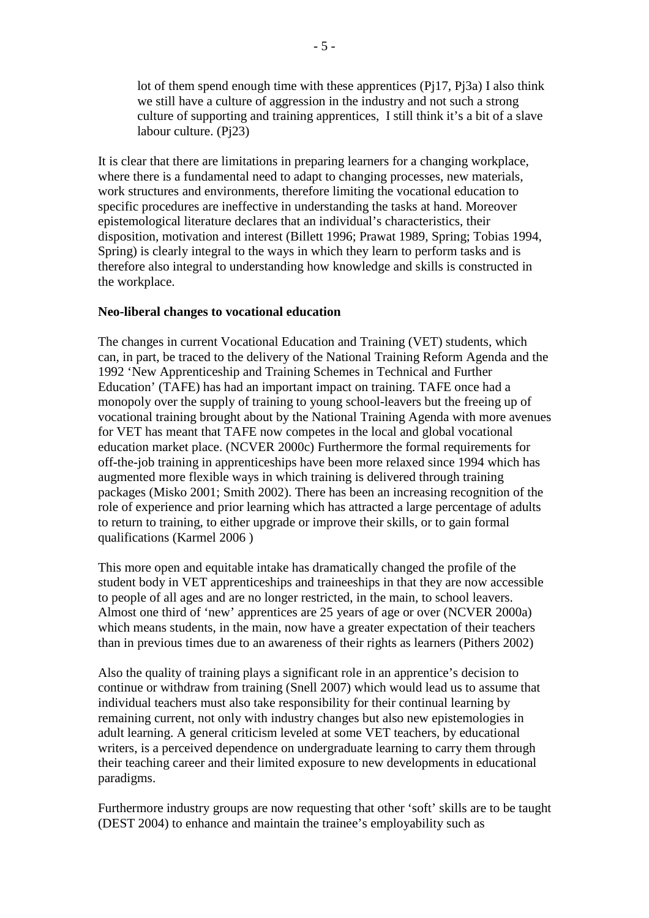> lot of them spend enough time with these apprentices (Pj17, Pj3a) I also think we still have a culture of aggression in the industry and not such a strong culture of supporting and training apprentices, I still think it's a bit of a slave labour culture. (Pj23)

It is clear that there are limitations in preparing learners for a changing workplace, where there is a fundamental need to adapt to changing processes, new materials, work structures and environments, therefore limiting the vocational education to specific procedures are ineffective in understanding the tasks at hand. Moreover epistemological literature declares that an individual's characteristics, their disposition, motivation and interest (Billett 1996; Prawat 1989, Spring; Tobias 1994, Spring) is clearly integral to the ways in which they learn to perform tasks and is therefore also integral to understanding how knowledge and skills is constructed in the workplace.

**Neo-liberal changes to vocational education**

The changes in current Vocational Education and Training (VET) students, which can, in part, be traced to the delivery of the National Training Reform Agenda and the 1992 'New Apprenticeship and Training Schemes in Technical and Further Education' (TAFE) has had an important impact on training. TAFE once had a monopoly over the supply of training to young school-leavers but the freeing up of vocational training brought about by the National Training Agenda with more avenues for VET has meant that TAFE now competes in the local and global vocational education market place. (NCVER 2000c) Furthermore the formal requirements for off-the-job training in apprenticeships have been more relaxed since 1994 which has augmented more flexible ways in which training is delivered through training packages (Misko 2001; Smith 2002). There has been an increasing recognition of the role of experience and prior learning which has attracted a large percentage of adults to return to training, to either upgrade or improve their skills, or to gain formal qualifications (Karmel 2006 )

This more open and equitable intake has dramatically changed the profile of the student body in VET apprenticeships and traineeships in that they are now accessible to people of all ages and are no longer restricted, in the main, to school leavers. Almost one third of 'new' apprentices are 25 years of age or over (NCVER 2000a) which means students, in the main, now have a greater expectation of their teachers than in previous times due to an awareness of their rights as learners (Pithers 2002)

Also the quality of training plays a significant role in an apprentice's decision to continue or withdraw from training (Snell 2007) which would lead us to assume that individual teachers must also take responsibility for their continual learning by remaining current, not only with industry changes but also new epistemologies in adult learning. A general criticism leveled at some VET teachers, by educational writers, is a perceived dependence on undergraduate learning to carry them through their teaching career and their limited exposure to new developments in educational paradigms.

Furthermore industry groups are now requesting that other 'soft' skills are to be taught (DEST 2004) to enhance and maintain the trainee's employability such as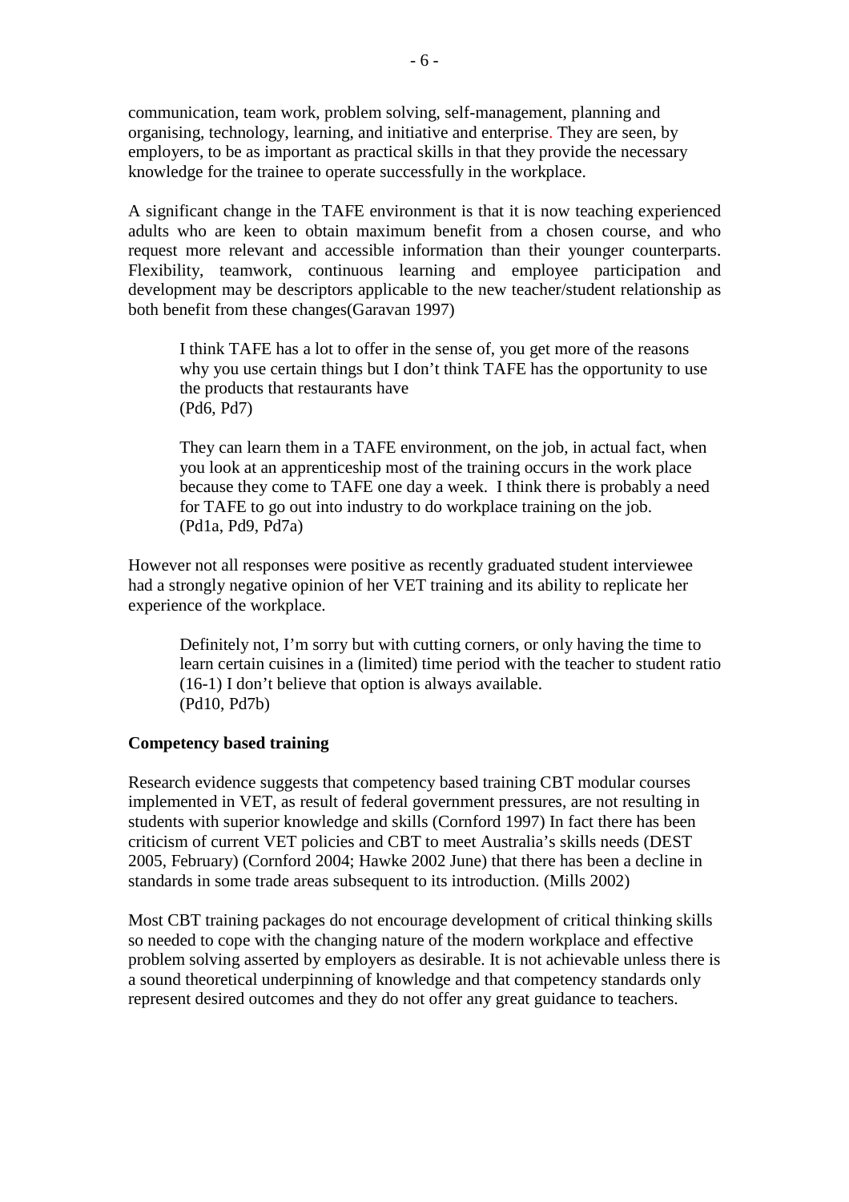communication, team work, problem solving, self-management, planning and organising, technology, learning, and initiative and enterprise. They are seen, by employers, to be as important as practical skills in that they provide the necessary knowledge for the trainee to operate successfully in the workplace.

A significant change in the TAFE environment is that it is now teaching experienced adults who are keen to obtain maximum benefit from a chosen course, and who request more relevant and accessible information than their younger counterparts. Flexibility, teamwork, continuous learning and employee participation and development may be descriptors applicable to the new teacher/student relationship as both benefit from these changes(Garavan 1997)

> I think TAFE has a lot to offer in the sense of, you get more of the reasons why you use certain things but I don't think TAFE has the opportunity to use the products that restaurants have
> (Pd6, Pd7)

> They can learn them in a TAFE environment, on the job, in actual fact, when you look at an apprenticeship most of the training occurs in the work place because they come to TAFE one day a week. I think there is probably a need for TAFE to go out into industry to do workplace training on the job.
> (Pd1a, Pd9, Pd7a)

However not all responses were positive as recently graduated student interviewee had a strongly negative opinion of her VET training and its ability to replicate her experience of the workplace.

> Definitely not, I'm sorry but with cutting corners, or only having the time to learn certain cuisines in a (limited) time period with the teacher to student ratio (16-1) I don't believe that option is always available.
> (Pd10, Pd7b)

**Competency based training**

Research evidence suggests that competency based training CBT modular courses implemented in VET, as result of federal government pressures, are not resulting in students with superior knowledge and skills (Cornford 1997) In fact there has been criticism of current VET policies and CBT to meet Australia's skills needs (DEST 2005, February) (Cornford 2004; Hawke 2002 June) that there has been a decline in standards in some trade areas subsequent to its introduction. (Mills 2002)

Most CBT training packages do not encourage development of critical thinking skills so needed to cope with the changing nature of the modern workplace and effective problem solving asserted by employers as desirable. It is not achievable unless there is a sound theoretical underpinning of knowledge and that competency standards only represent desired outcomes and they do not offer any great guidance to teachers.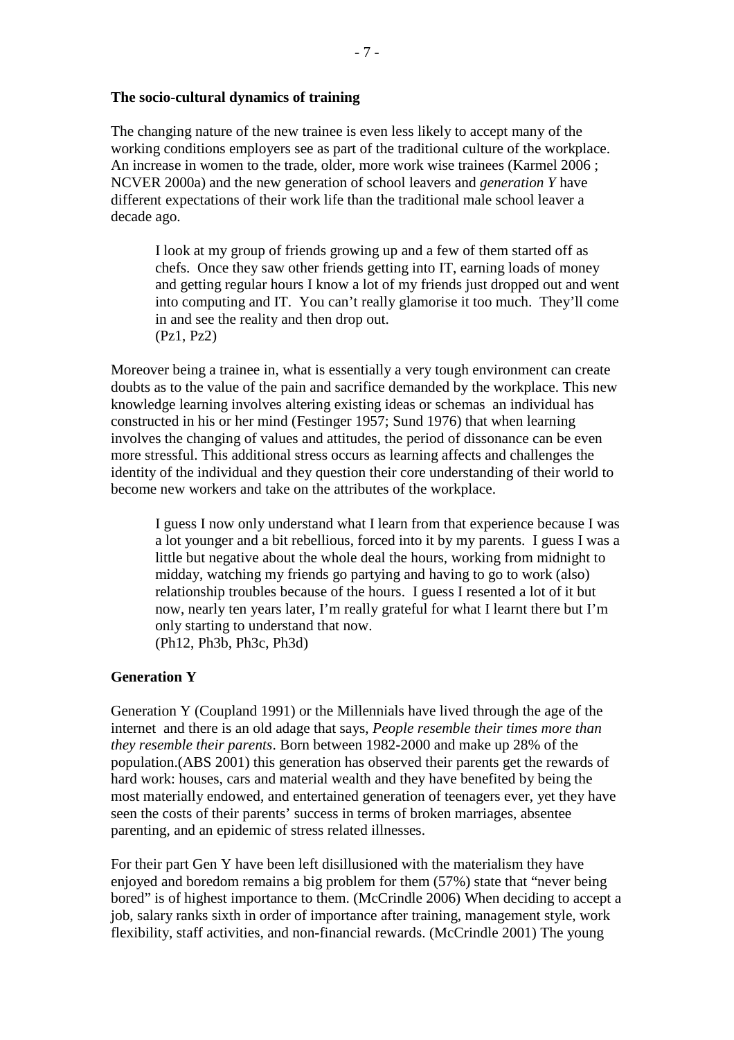**The socio-cultural dynamics of training**

The changing nature of the new trainee is even less likely to accept many of the working conditions employers see as part of the traditional culture of the workplace. An increase in women to the trade, older, more work wise trainees (Karmel 2006 ; NCVER 2000a) and the new generation of school leavers and *generation Y* have different expectations of their work life than the traditional male school leaver a decade ago.

> I look at my group of friends growing up and a few of them started off as chefs. Once they saw other friends getting into IT, earning loads of money and getting regular hours I know a lot of my friends just dropped out and went into computing and IT. You can't really glamorise it too much. They'll come in and see the reality and then drop out.
> (Pz1, Pz2)

Moreover being a trainee in, what is essentially a very tough environment can create doubts as to the value of the pain and sacrifice demanded by the workplace. This new knowledge learning involves altering existing ideas or schemas an individual has constructed in his or her mind (Festinger 1957; Sund 1976) that when learning involves the changing of values and attitudes, the period of dissonance can be even more stressful. This additional stress occurs as learning affects and challenges the identity of the individual and they question their core understanding of their world to become new workers and take on the attributes of the workplace.

> I guess I now only understand what I learn from that experience because I was a lot younger and a bit rebellious, forced into it by my parents. I guess I was a little but negative about the whole deal the hours, working from midnight to midday, watching my friends go partying and having to go to work (also) relationship troubles because of the hours. I guess I resented a lot of it but now, nearly ten years later, I'm really grateful for what I learnt there but I'm only starting to understand that now.
> (Ph12, Ph3b, Ph3c, Ph3d)

**Generation Y**

Generation Y (Coupland 1991) or the Millennials have lived through the age of the internet and there is an old adage that says, *People resemble their times more than they resemble their parents*. Born between 1982-2000 and make up 28% of the population.(ABS 2001) this generation has observed their parents get the rewards of hard work: houses, cars and material wealth and they have benefited by being the most materially endowed, and entertained generation of teenagers ever, yet they have seen the costs of their parents' success in terms of broken marriages, absentee parenting, and an epidemic of stress related illnesses.

For their part Gen Y have been left disillusioned with the materialism they have enjoyed and boredom remains a big problem for them (57%) state that "never being bored" is of highest importance to them. (McCrindle 2006) When deciding to accept a job, salary ranks sixth in order of importance after training, management style, work flexibility, staff activities, and non-financial rewards. (McCrindle 2001) The young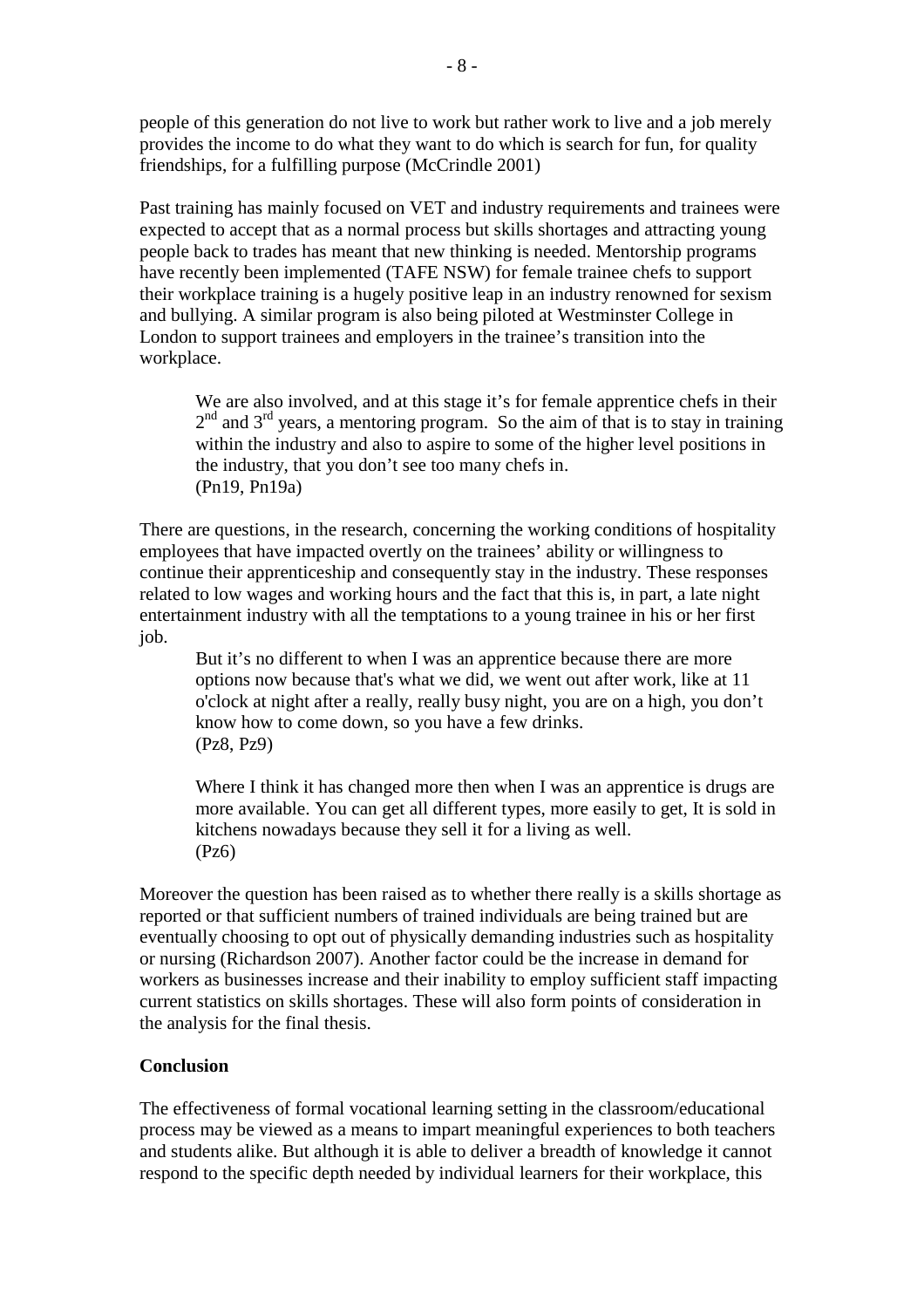people of this generation do not live to work but rather work to live and a job merely provides the income to do what they want to do which is search for fun, for quality friendships, for a fulfilling purpose (McCrindle 2001)

Past training has mainly focused on VET and industry requirements and trainees were expected to accept that as a normal process but skills shortages and attracting young people back to trades has meant that new thinking is needed. Mentorship programs have recently been implemented (TAFE NSW) for female trainee chefs to support their workplace training is a hugely positive leap in an industry renowned for sexism and bullying. A similar program is also being piloted at Westminster College in London to support trainees and employers in the trainee's transition into the workplace.

> We are also involved, and at this stage it's for female apprentice chefs in their 2nd and 3rd years, a mentoring program. So the aim of that is to stay in training within the industry and also to aspire to some of the higher level positions in the industry, that you don't see too many chefs in.
> (Pn19, Pn19a)

There are questions, in the research, concerning the working conditions of hospitality employees that have impacted overtly on the trainees' ability or willingness to continue their apprenticeship and consequently stay in the industry. These responses related to low wages and working hours and the fact that this is, in part, a late night entertainment industry with all the temptations to a young trainee in his or her first job.

> But it's no different to when I was an apprentice because there are more options now because that's what we did, we went out after work, like at 11 o'clock at night after a really, really busy night, you are on a high, you don't know how to come down, so you have a few drinks.
> (Pz8, Pz9)

> Where I think it has changed more then when I was an apprentice is drugs are more available. You can get all different types, more easily to get, It is sold in kitchens nowadays because they sell it for a living as well.
> (Pz6)

Moreover the question has been raised as to whether there really is a skills shortage as reported or that sufficient numbers of trained individuals are being trained but are eventually choosing to opt out of physically demanding industries such as hospitality or nursing (Richardson 2007). Another factor could be the increase in demand for workers as businesses increase and their inability to employ sufficient staff impacting current statistics on skills shortages. These will also form points of consideration in the analysis for the final thesis.

**Conclusion**

The effectiveness of formal vocational learning setting in the classroom/educational process may be viewed as a means to impart meaningful experiences to both teachers and students alike. But although it is able to deliver a breadth of knowledge it cannot respond to the specific depth needed by individual learners for their workplace, this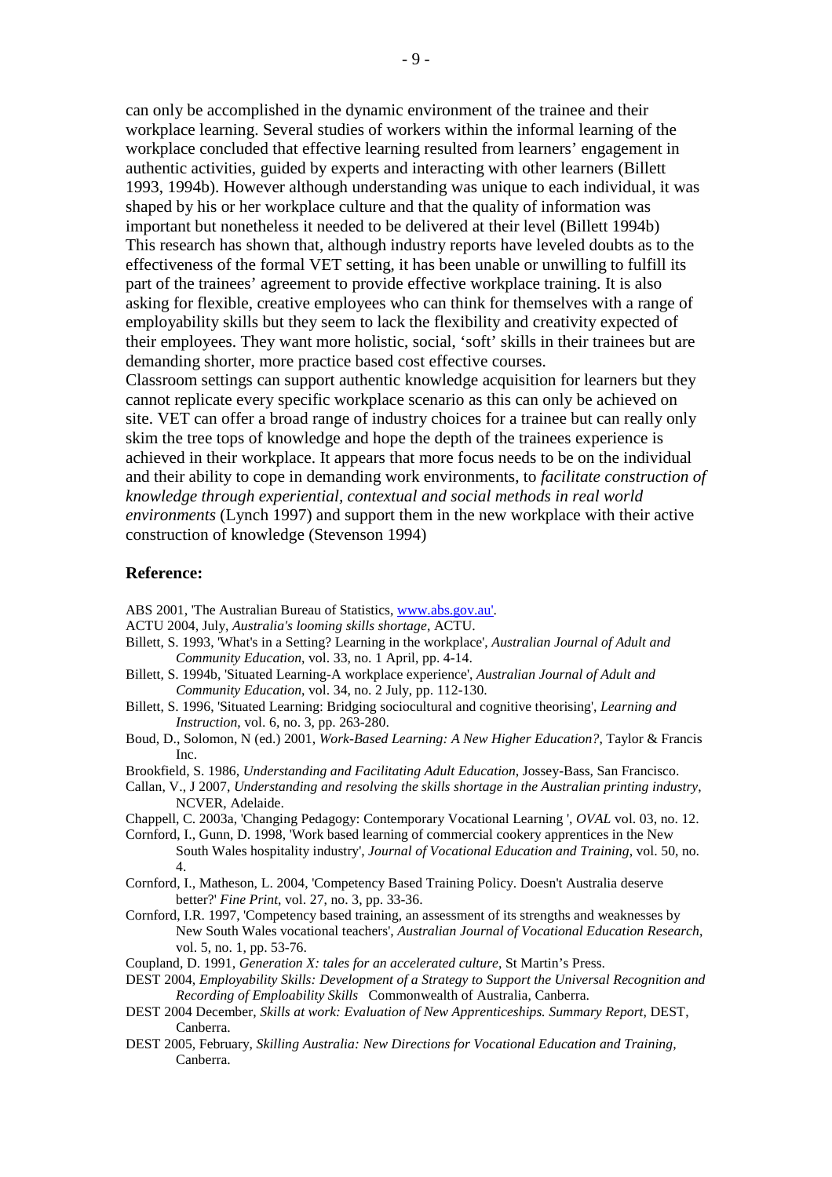can only be accomplished in the dynamic environment of the trainee and their workplace learning. Several studies of workers within the informal learning of the workplace concluded that effective learning resulted from learners' engagement in authentic activities, guided by experts and interacting with other learners (Billett 1993, 1994b). However although understanding was unique to each individual, it was shaped by his or her workplace culture and that the quality of information was important but nonetheless it needed to be delivered at their level (Billett 1994b)
This research has shown that, although industry reports have leveled doubts as to the effectiveness of the formal VET setting, it has been unable or unwilling to fulfill its part of the trainees' agreement to provide effective workplace training. It is also asking for flexible, creative employees who can think for themselves with a range of employability skills but they seem to lack the flexibility and creativity expected of their employees. They want more holistic, social, 'soft' skills in their trainees but are demanding shorter, more practice based cost effective courses.
Classroom settings can support authentic knowledge acquisition for learners but they cannot replicate every specific workplace scenario as this can only be achieved on site. VET can offer a broad range of industry choices for a trainee but can really only skim the tree tops of knowledge and hope the depth of the trainees experience is achieved in their workplace. It appears that more focus needs to be on the individual and their ability to cope in demanding work environments, to *facilitate construction of knowledge through experiential, contextual and social methods in real world environments* (Lynch 1997) and support them in the new workplace with their active construction of knowledge (Stevenson 1994)

## Reference:

ABS 2001, 'The Australian Bureau of Statistics, www.abs.gov.au'.

ACTU 2004, July, *Australia's looming skills shortage*, ACTU.

Billett, S. 1993, 'What's in a Setting? Learning in the workplace', *Australian Journal of Adult and Community Education*, vol. 33, no. 1 April, pp. 4-14.

Billett, S. 1994b, 'Situated Learning-A workplace experience', *Australian Journal of Adult and Community Education*, vol. 34, no. 2 July, pp. 112-130.

Billett, S. 1996, 'Situated Learning: Bridging sociocultural and cognitive theorising', *Learning and Instruction*, vol. 6, no. 3, pp. 263-280.

Boud, D., Solomon, N (ed.) 2001, *Work-Based Learning: A New Higher Education?*, Taylor & Francis Inc.

Brookfield, S. 1986, *Understanding and Facilitating Adult Education*, Jossey-Bass, San Francisco.

Callan, V., J 2007, *Understanding and resolving the skills shortage in the Australian printing industry*, NCVER, Adelaide.

Chappell, C. 2003a, 'Changing Pedagogy: Contemporary Vocational Learning ', *OVAL* vol. 03, no. 12.

Cornford, I., Gunn, D. 1998, 'Work based learning of commercial cookery apprentices in the New South Wales hospitality industry', *Journal of Vocational Education and Training*, vol. 50, no. 4.

Cornford, I., Matheson, L. 2004, 'Competency Based Training Policy. Doesn't Australia deserve better?' *Fine Print*, vol. 27, no. 3, pp. 33-36.

Cornford, I.R. 1997, 'Competency based training, an assessment of its strengths and weaknesses by New South Wales vocational teachers', *Australian Journal of Vocational Education Research*, vol. 5, no. 1, pp. 53-76.

Coupland, D. 1991, *Generation X: tales for an accelerated culture*, St Martin's Press.

DEST 2004, *Employability Skills: Development of a Strategy to Support the Universal Recognition and Recording of Emploability Skills* Commonwealth of Australia, Canberra.

DEST 2004 December, *Skills at work: Evaluation of New Apprenticeships. Summary Report*, DEST, Canberra.

DEST 2005, February, *Skilling Australia: New Directions for Vocational Education and Training*, Canberra.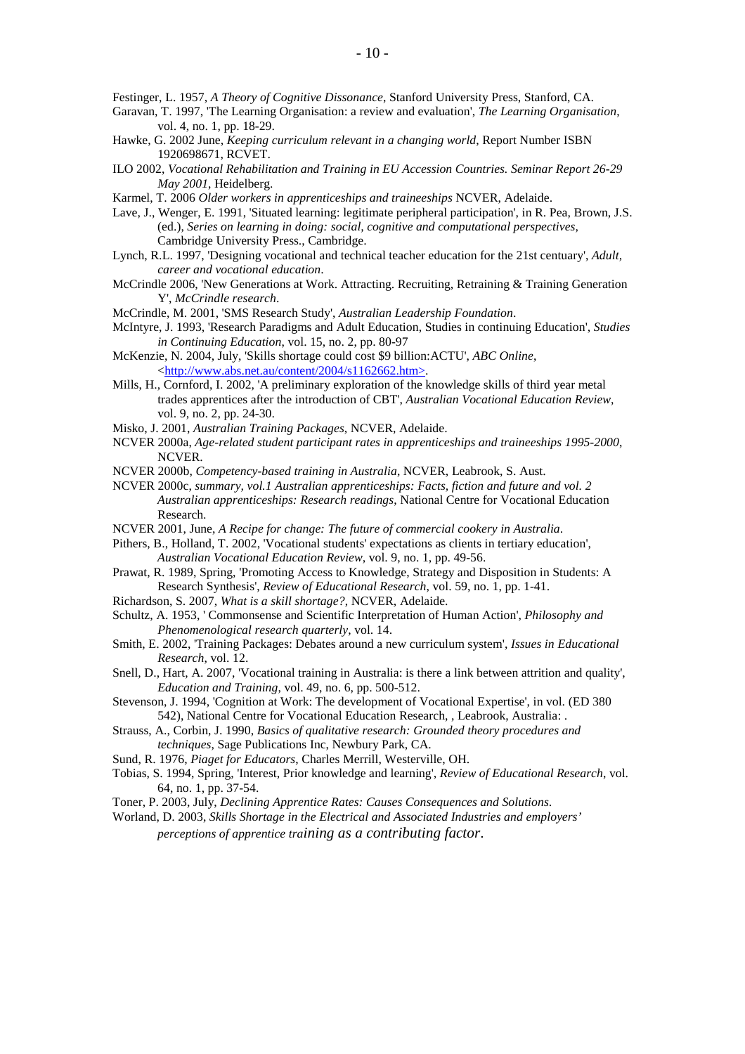Festinger, L. 1957, *A Theory of Cognitive Dissonance*, Stanford University Press, Stanford, CA.

Garavan, T. 1997, 'The Learning Organisation: a review and evaluation', *The Learning Organisation*, vol. 4, no. 1, pp. 18-29.

Hawke, G. 2002 June, *Keeping curriculum relevant in a changing world*, Report Number ISBN 1920698671, RCVET.

ILO 2002, *Vocational Rehabilitation and Training in EU Accession Countries. Seminar Report 26-29 May 2001*, Heidelberg.

Karmel, T. 2006 *Older workers in apprenticeships and traineeships* NCVER, Adelaide.

Lave, J., Wenger, E. 1991, 'Situated learning: legitimate peripheral participation', in R. Pea, Brown, J.S. (ed.), *Series on learning in doing: social, cognitive and computational perspectives*, Cambridge University Press., Cambridge.

Lynch, R.L. 1997, 'Designing vocational and technical teacher education for the 21st centuary', *Adult, career and vocational education*.

McCrindle 2006, 'New Generations at Work. Attracting. Recruiting, Retraining & Training Generation Y', *McCrindle research*.

McCrindle, M. 2001, 'SMS Research Study', *Australian Leadership Foundation*.

McIntyre, J. 1993, 'Research Paradigms and Adult Education, Studies in continuing Education', *Studies in Continuing Education*, vol. 15, no. 2, pp. 80-97

McKenzie, N. 2004, July, 'Skills shortage could cost $9 billion:ACTU', *ABC Online*, <http://www.abs.net.au/content/2004/s1162662.htm>.

Mills, H., Cornford, I. 2002, 'A preliminary exploration of the knowledge skills of third year metal trades apprentices after the introduction of CBT', *Australian Vocational Education Review*, vol. 9, no. 2, pp. 24-30.

Misko, J. 2001, *Australian Training Packages*, NCVER, Adelaide.

NCVER 2000a, *Age-related student participant rates in apprenticeships and traineeships 1995-2000*, NCVER.

NCVER 2000b, *Competency-based training in Australia*, NCVER, Leabrook, S. Aust.

NCVER 2000c, *summary, vol.1 Australian apprenticeships: Facts, fiction and future and vol. 2 Australian apprenticeships: Research readings*, National Centre for Vocational Education Research.

NCVER 2001, June, *A Recipe for change: The future of commercial cookery in Australia*.

Pithers, B., Holland, T. 2002, 'Vocational students' expectations as clients in tertiary education', *Australian Vocational Education Review*, vol. 9, no. 1, pp. 49-56.

Prawat, R. 1989, Spring, 'Promoting Access to Knowledge, Strategy and Disposition in Students: A Research Synthesis', *Review of Educational Research*, vol. 59, no. 1, pp. 1-41.

Richardson, S. 2007, *What is a skill shortage?*, NCVER, Adelaide.

Schultz, A. 1953, ' Commonsense and Scientific Interpretation of Human Action', *Philosophy and Phenomenological research quarterly*, vol. 14.

Smith, E. 2002, 'Training Packages: Debates around a new curriculum system', *Issues in Educational Research*, vol. 12.

Snell, D., Hart, A. 2007, 'Vocational training in Australia: is there a link between attrition and quality', *Education and Training*, vol. 49, no. 6, pp. 500-512.

Stevenson, J. 1994, 'Cognition at Work: The development of Vocational Expertise', in vol. (ED 380 542), National Centre for Vocational Education Research, , Leabrook, Australia: .

Strauss, A., Corbin, J. 1990, *Basics of qualitative research: Grounded theory procedures and techniques*, Sage Publications Inc, Newbury Park, CA.

Sund, R. 1976, *Piaget for Educators*, Charles Merrill, Westerville, OH.

Tobias, S. 1994, Spring, 'Interest, Prior knowledge and learning', *Review of Educational Research*, vol. 64, no. 1, pp. 37-54.

Toner, P. 2003, July, *Declining Apprentice Rates: Causes Consequences and Solutions*.

Worland, D. 2003, *Skills Shortage in the Electrical and Associated Industries and employers' perceptions of apprentice training as a contributing factor*.